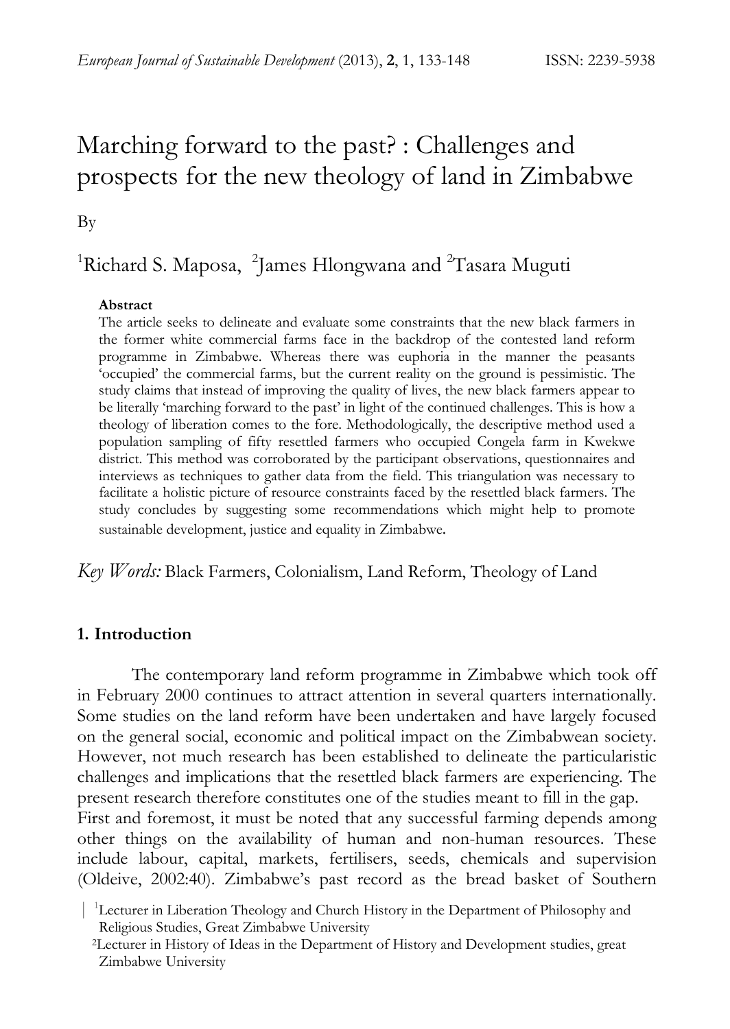# Marching forward to the past? : Challenges and prospects for the new theology of land in Zimbabwe

By

[1]Richard S. Maposa, [2]James Hlongwana and [2]Tasara Muguti

**Abstract**

The article seeks to delineate and evaluate some constraints that the new black farmers in the former white commercial farms face in the backdrop of the contested land reform programme in Zimbabwe. Whereas there was euphoria in the manner the peasants 'occupied' the commercial farms, but the current reality on the ground is pessimistic. The study claims that instead of improving the quality of lives, the new black farmers appear to be literally 'marching forward to the past' in light of the continued challenges. This is how a theology of liberation comes to the fore. Methodologically, the descriptive method used a population sampling of fifty resettled farmers who occupied Congela farm in Kwekwe district. This method was corroborated by the participant observations, questionnaires and interviews as techniques to gather data from the field. This triangulation was necessary to facilitate a holistic picture of resource constraints faced by the resettled black farmers. The study concludes by suggesting some recommendations which might help to promote sustainable development, justice and equality in Zimbabwe.

*Key Words:* Black Farmers, Colonialism, Land Reform, Theology of Land

## 1. Introduction

The contemporary land reform programme in Zimbabwe which took off in February 2000 continues to attract attention in several quarters internationally. Some studies on the land reform have been undertaken and have largely focused on the general social, economic and political impact on the Zimbabwean society. However, not much research has been established to delineate the particularistic challenges and implications that the resettled black farmers are experiencing. The present research therefore constitutes one of the studies meant to fill in the gap.

First and foremost, it must be noted that any successful farming depends among other things on the availability of human and non-human resources. These include labour, capital, markets, fertilisers, seeds, chemicals and supervision (Oldeive, 2002:40). Zimbabwe's past record as the bread basket of Southern

[1]Lecturer in Liberation Theology and Church History in the Department of Philosophy and Religious Studies, Great Zimbabwe University

[2]Lecturer in History of Ideas in the Department of History and Development studies, great Zimbabwe University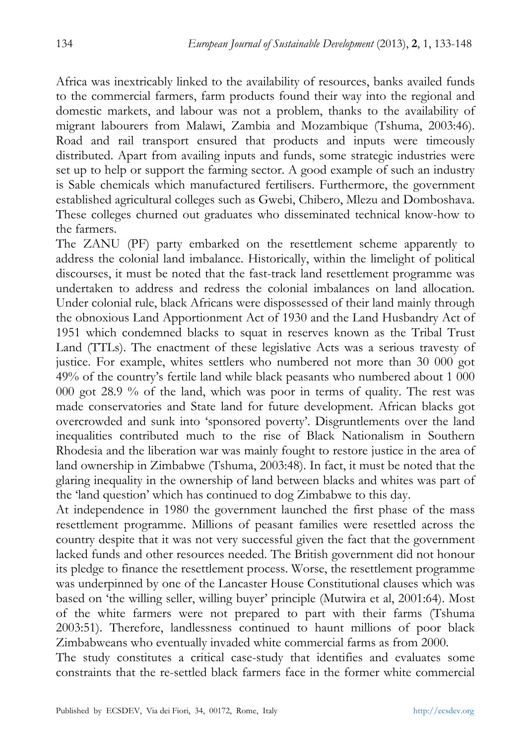Africa was inextricably linked to the availability of resources, banks availed funds to the commercial farmers, farm products found their way into the regional and domestic markets, and labour was not a problem, thanks to the availability of migrant labourers from Malawi, Zambia and Mozambique (Tshuma, 2003:46). Road and rail transport ensured that products and inputs were timeously distributed. Apart from availing inputs and funds, some strategic industries were set up to help or support the farming sector. A good example of such an industry is Sable chemicals which manufactured fertilisers. Furthermore, the government established agricultural colleges such as Gwebi, Chibero, Mlezu and Domboshava. These colleges churned out graduates who disseminated technical know-how to the farmers.

The ZANU (PF) party embarked on the resettlement scheme apparently to address the colonial land imbalance. Historically, within the limelight of political discourses, it must be noted that the fast-track land resettlement programme was undertaken to address and redress the colonial imbalances on land allocation. Under colonial rule, black Africans were dispossessed of their land mainly through the obnoxious Land Apportionment Act of 1930 and the Land Husbandry Act of 1951 which condemned blacks to squat in reserves known as the Tribal Trust Land (TTLs). The enactment of these legislative Acts was a serious travesty of justice. For example, whites settlers who numbered not more than 30 000 got 49% of the country's fertile land while black peasants who numbered about 1 000 000 got 28.9 % of the land, which was poor in terms of quality. The rest was made conservatories and State land for future development. African blacks got overcrowded and sunk into 'sponsored poverty'. Disgruntlements over the land inequalities contributed much to the rise of Black Nationalism in Southern Rhodesia and the liberation war was mainly fought to restore justice in the area of land ownership in Zimbabwe (Tshuma, 2003:48). In fact, it must be noted that the glaring inequality in the ownership of land between blacks and whites was part of the 'land question' which has continued to dog Zimbabwe to this day.

At independence in 1980 the government launched the first phase of the mass resettlement programme. Millions of peasant families were resettled across the country despite that it was not very successful given the fact that the government lacked funds and other resources needed. The British government did not honour its pledge to finance the resettlement process. Worse, the resettlement programme was underpinned by one of the Lancaster House Constitutional clauses which was based on 'the willing seller, willing buyer' principle (Mutwira et al, 2001:64). Most of the white farmers were not prepared to part with their farms (Tshuma 2003:51). Therefore, landlessness continued to haunt millions of poor black Zimbabweans who eventually invaded white commercial farms as from 2000.

The study constitutes a critical case-study that identifies and evaluates some constraints that the re-settled black farmers face in the former white commercial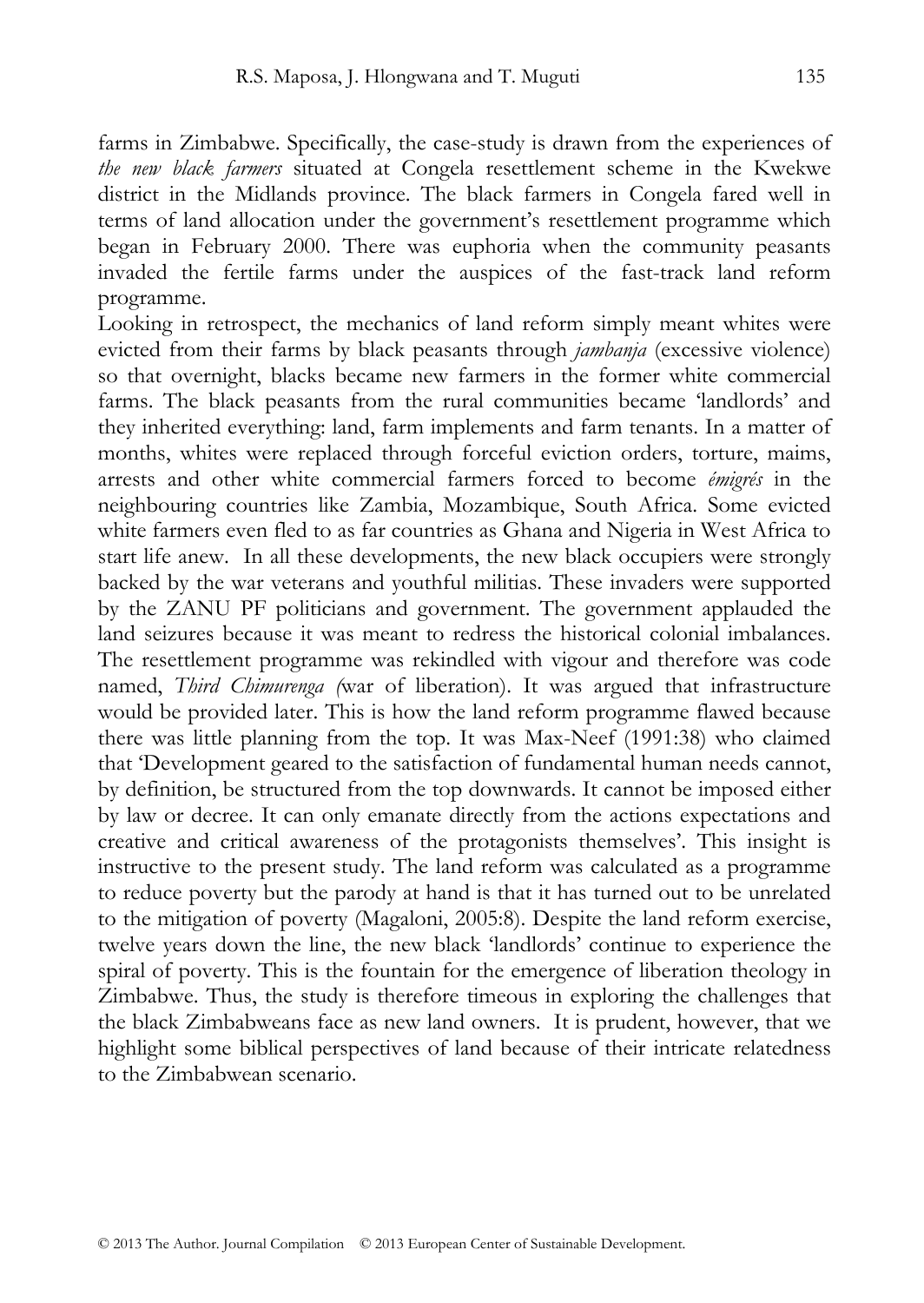farms in Zimbabwe. Specifically, the case-study is drawn from the experiences of *the new black farmers* situated at Congela resettlement scheme in the Kwekwe district in the Midlands province. The black farmers in Congela fared well in terms of land allocation under the government's resettlement programme which began in February 2000. There was euphoria when the community peasants invaded the fertile farms under the auspices of the fast-track land reform programme.

Looking in retrospect, the mechanics of land reform simply meant whites were evicted from their farms by black peasants through *jambanja* (excessive violence) so that overnight, blacks became new farmers in the former white commercial farms. The black peasants from the rural communities became 'landlords' and they inherited everything: land, farm implements and farm tenants. In a matter of months, whites were replaced through forceful eviction orders, torture, maims, arrests and other white commercial farmers forced to become *émigrés* in the neighbouring countries like Zambia, Mozambique, South Africa. Some evicted white farmers even fled to as far countries as Ghana and Nigeria in West Africa to start life anew. In all these developments, the new black occupiers were strongly backed by the war veterans and youthful militias. These invaders were supported by the ZANU PF politicians and government. The government applauded the land seizures because it was meant to redress the historical colonial imbalances. The resettlement programme was rekindled with vigour and therefore was code named, *Third Chimurenga (*war of liberation). It was argued that infrastructure would be provided later. This is how the land reform programme flawed because there was little planning from the top. It was Max-Neef (1991:38) who claimed that 'Development geared to the satisfaction of fundamental human needs cannot, by definition, be structured from the top downwards. It cannot be imposed either by law or decree. It can only emanate directly from the actions expectations and creative and critical awareness of the protagonists themselves'. This insight is instructive to the present study. The land reform was calculated as a programme to reduce poverty but the parody at hand is that it has turned out to be unrelated to the mitigation of poverty (Magaloni, 2005:8). Despite the land reform exercise, twelve years down the line, the new black 'landlords' continue to experience the spiral of poverty. This is the fountain for the emergence of liberation theology in Zimbabwe. Thus, the study is therefore timeous in exploring the challenges that the black Zimbabweans face as new land owners. It is prudent, however, that we highlight some biblical perspectives of land because of their intricate relatedness to the Zimbabwean scenario.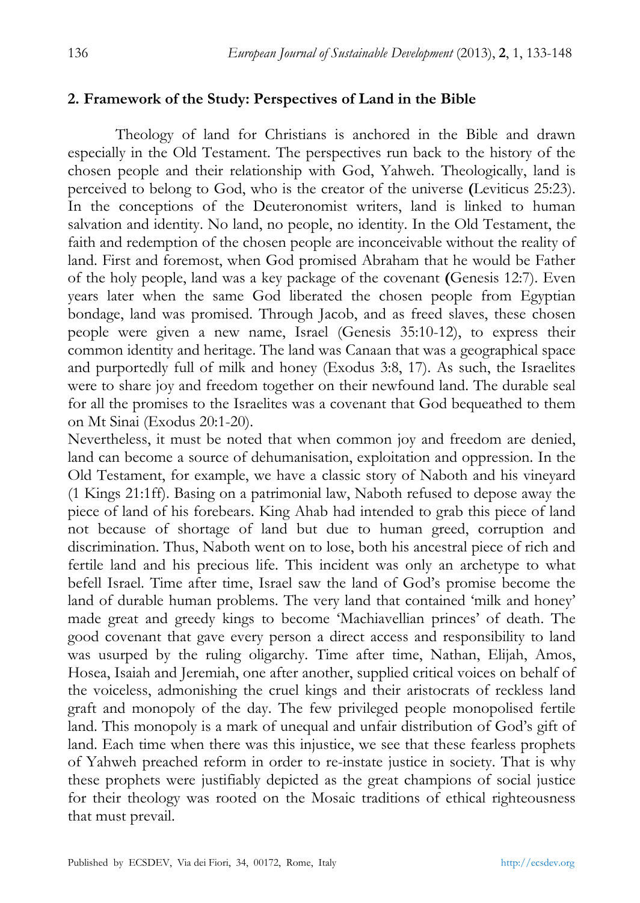## 2. Framework of the Study: Perspectives of Land in the Bible

Theology of land for Christians is anchored in the Bible and drawn especially in the Old Testament. The perspectives run back to the history of the chosen people and their relationship with God, Yahweh. Theologically, land is perceived to belong to God, who is the creator of the universe (Leviticus 25:23). In the conceptions of the Deuteronomist writers, land is linked to human salvation and identity. No land, no people, no identity. In the Old Testament, the faith and redemption of the chosen people are inconceivable without the reality of land. First and foremost, when God promised Abraham that he would be Father of the holy people, land was a key package of the covenant (Genesis 12:7). Even years later when the same God liberated the chosen people from Egyptian bondage, land was promised. Through Jacob, and as freed slaves, these chosen people were given a new name, Israel (Genesis 35:10-12), to express their common identity and heritage. The land was Canaan that was a geographical space and purportedly full of milk and honey (Exodus 3:8, 17). As such, the Israelites were to share joy and freedom together on their newfound land. The durable seal for all the promises to the Israelites was a covenant that God bequeathed to them on Mt Sinai (Exodus 20:1-20).

Nevertheless, it must be noted that when common joy and freedom are denied, land can become a source of dehumanisation, exploitation and oppression. In the Old Testament, for example, we have a classic story of Naboth and his vineyard (1 Kings 21:1ff). Basing on a patrimonial law, Naboth refused to depose away the piece of land of his forebears. King Ahab had intended to grab this piece of land not because of shortage of land but due to human greed, corruption and discrimination. Thus, Naboth went on to lose, both his ancestral piece of rich and fertile land and his precious life. This incident was only an archetype to what befell Israel. Time after time, Israel saw the land of God's promise become the land of durable human problems. The very land that contained 'milk and honey' made great and greedy kings to become 'Machiavellian princes' of death. The good covenant that gave every person a direct access and responsibility to land was usurped by the ruling oligarchy. Time after time, Nathan, Elijah, Amos, Hosea, Isaiah and Jeremiah, one after another, supplied critical voices on behalf of the voiceless, admonishing the cruel kings and their aristocrats of reckless land graft and monopoly of the day. The few privileged people monopolised fertile land. This monopoly is a mark of unequal and unfair distribution of God's gift of land. Each time when there was this injustice, we see that these fearless prophets of Yahweh preached reform in order to re-instate justice in society. That is why these prophets were justifiably depicted as the great champions of social justice for their theology was rooted on the Mosaic traditions of ethical righteousness that must prevail.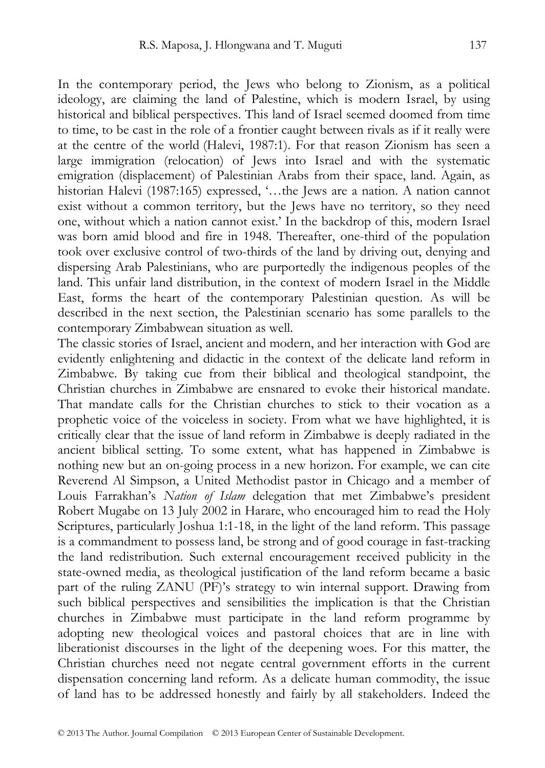In the contemporary period, the Jews who belong to Zionism, as a political ideology, are claiming the land of Palestine, which is modern Israel, by using historical and biblical perspectives. This land of Israel seemed doomed from time to time, to be cast in the role of a frontier caught between rivals as if it really were at the centre of the world (Halevi, 1987:1). For that reason Zionism has seen a large immigration (relocation) of Jews into Israel and with the systematic emigration (displacement) of Palestinian Arabs from their space, land. Again, as historian Halevi (1987:165) expressed, '…the Jews are a nation. A nation cannot exist without a common territory, but the Jews have no territory, so they need one, without which a nation cannot exist.' In the backdrop of this, modern Israel was born amid blood and fire in 1948. Thereafter, one-third of the population took over exclusive control of two-thirds of the land by driving out, denying and dispersing Arab Palestinians, who are purportedly the indigenous peoples of the land. This unfair land distribution, in the context of modern Israel in the Middle East, forms the heart of the contemporary Palestinian question. As will be described in the next section, the Palestinian scenario has some parallels to the contemporary Zimbabwean situation as well.

The classic stories of Israel, ancient and modern, and her interaction with God are evidently enlightening and didactic in the context of the delicate land reform in Zimbabwe. By taking cue from their biblical and theological standpoint, the Christian churches in Zimbabwe are ensnared to evoke their historical mandate. That mandate calls for the Christian churches to stick to their vocation as a prophetic voice of the voiceless in society. From what we have highlighted, it is critically clear that the issue of land reform in Zimbabwe is deeply radiated in the ancient biblical setting. To some extent, what has happened in Zimbabwe is nothing new but an on-going process in a new horizon. For example, we can cite Reverend Al Simpson, a United Methodist pastor in Chicago and a member of Louis Farrakhan's *Nation of Islam* delegation that met Zimbabwe's president Robert Mugabe on 13 July 2002 in Harare, who encouraged him to read the Holy Scriptures, particularly Joshua 1:1-18, in the light of the land reform. This passage is a commandment to possess land, be strong and of good courage in fast-tracking the land redistribution. Such external encouragement received publicity in the state-owned media, as theological justification of the land reform became a basic part of the ruling ZANU (PF)'s strategy to win internal support. Drawing from such biblical perspectives and sensibilities the implication is that the Christian churches in Zimbabwe must participate in the land reform programme by adopting new theological voices and pastoral choices that are in line with liberationist discourses in the light of the deepening woes. For this matter, the Christian churches need not negate central government efforts in the current dispensation concerning land reform. As a delicate human commodity, the issue of land has to be addressed honestly and fairly by all stakeholders. Indeed the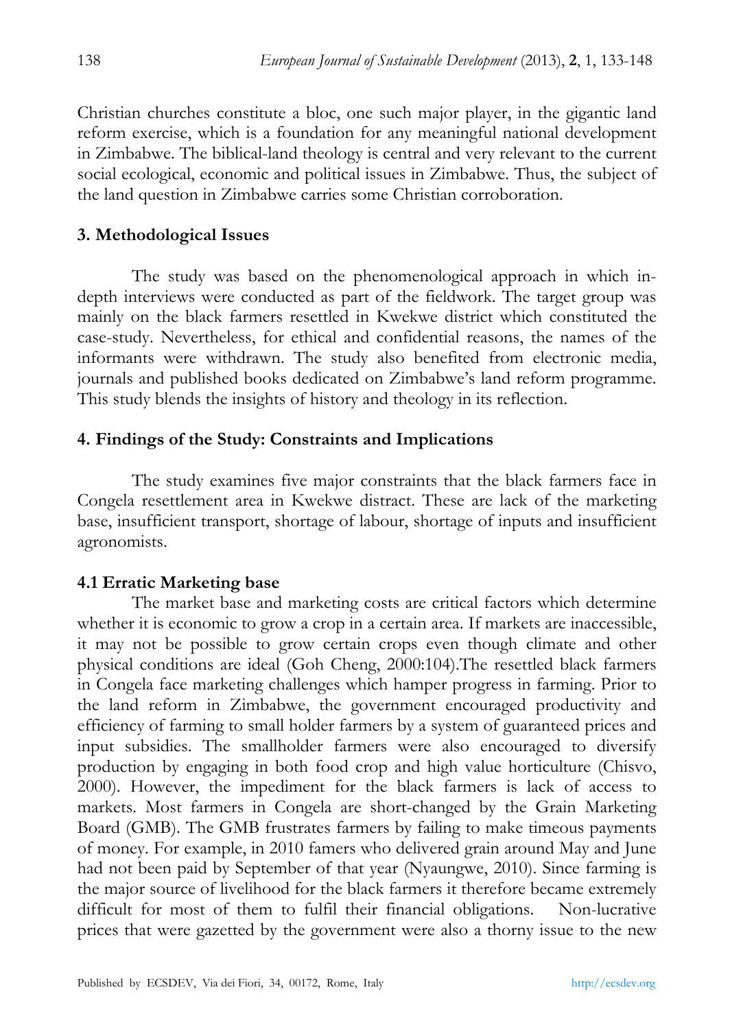Christian churches constitute a bloc, one such major player, in the gigantic land reform exercise, which is a foundation for any meaningful national development in Zimbabwe. The biblical-land theology is central and very relevant to the current social ecological, economic and political issues in Zimbabwe. Thus, the subject of the land question in Zimbabwe carries some Christian corroboration.

## 3. Methodological Issues

The study was based on the phenomenological approach in which in-depth interviews were conducted as part of the fieldwork. The target group was mainly on the black farmers resettled in Kwekwe district which constituted the case-study. Nevertheless, for ethical and confidential reasons, the names of the informants were withdrawn. The study also benefited from electronic media, journals and published books dedicated on Zimbabwe's land reform programme. This study blends the insights of history and theology in its reflection.

## 4. Findings of the Study: Constraints and Implications

The study examines five major constraints that the black farmers face in Congela resettlement area in Kwekwe distract. These are lack of the marketing base, insufficient transport, shortage of labour, shortage of inputs and insufficient agronomists.

### 4.1 Erratic Marketing base

The market base and marketing costs are critical factors which determine whether it is economic to grow a crop in a certain area. If markets are inaccessible, it may not be possible to grow certain crops even though climate and other physical conditions are ideal (Goh Cheng, 2000:104).The resettled black farmers in Congela face marketing challenges which hamper progress in farming. Prior to the land reform in Zimbabwe, the government encouraged productivity and efficiency of farming to small holder farmers by a system of guaranteed prices and input subsidies. The smallholder farmers were also encouraged to diversify production by engaging in both food crop and high value horticulture (Chisvo, 2000). However, the impediment for the black farmers is lack of access to markets. Most farmers in Congela are short-changed by the Grain Marketing Board (GMB). The GMB frustrates farmers by failing to make timeous payments of money. For example, in 2010 famers who delivered grain around May and June had not been paid by September of that year (Nyaungwe, 2010). Since farming is the major source of livelihood for the black farmers it therefore became extremely difficult for most of them to fulfil their financial obligations. Non-lucrative prices that were gazetted by the government were also a thorny issue to the new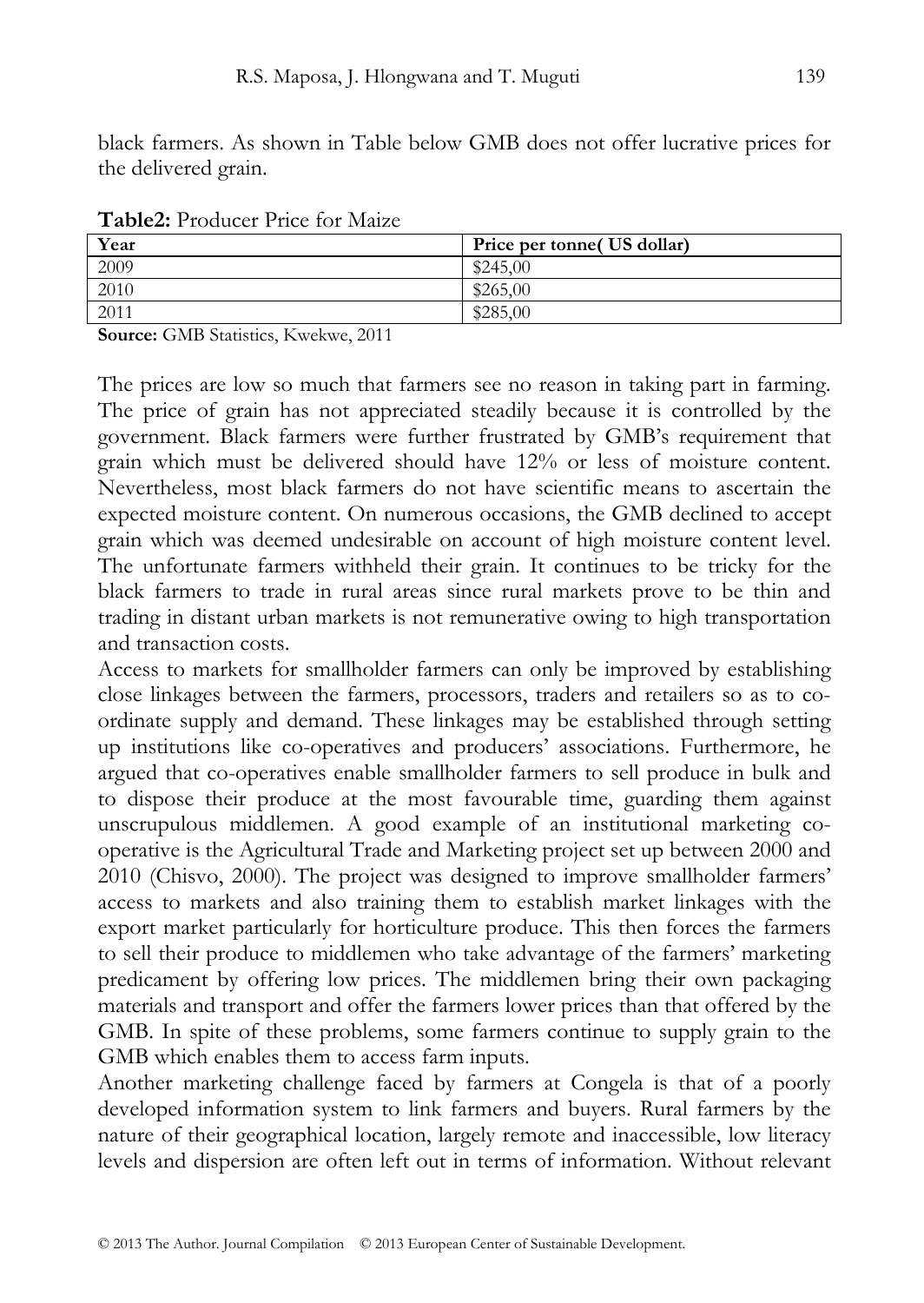black farmers. As shown in Table below GMB does not offer lucrative prices for the delivered grain.

**Table2:** Producer Price for Maize

| Year | Price per tonne( US dollar) |
|---|---|
| 2009 | $245,00 |
| 2010 | $265,00 |
| 2011 | $285,00 |

**Source:** GMB Statistics, Kwekwe, 2011

The prices are low so much that farmers see no reason in taking part in farming. The price of grain has not appreciated steadily because it is controlled by the government. Black farmers were further frustrated by GMB's requirement that grain which must be delivered should have 12% or less of moisture content. Nevertheless, most black farmers do not have scientific means to ascertain the expected moisture content. On numerous occasions, the GMB declined to accept grain which was deemed undesirable on account of high moisture content level. The unfortunate farmers withheld their grain. It continues to be tricky for the black farmers to trade in rural areas since rural markets prove to be thin and trading in distant urban markets is not remunerative owing to high transportation and transaction costs.

Access to markets for smallholder farmers can only be improved by establishing close linkages between the farmers, processors, traders and retailers so as to co-ordinate supply and demand. These linkages may be established through setting up institutions like co-operatives and producers' associations. Furthermore, he argued that co-operatives enable smallholder farmers to sell produce in bulk and to dispose their produce at the most favourable time, guarding them against unscrupulous middlemen. A good example of an institutional marketing co-operative is the Agricultural Trade and Marketing project set up between 2000 and 2010 (Chisvo, 2000). The project was designed to improve smallholder farmers' access to markets and also training them to establish market linkages with the export market particularly for horticulture produce. This then forces the farmers to sell their produce to middlemen who take advantage of the farmers' marketing predicament by offering low prices. The middlemen bring their own packaging materials and transport and offer the farmers lower prices than that offered by the GMB. In spite of these problems, some farmers continue to supply grain to the GMB which enables them to access farm inputs.

Another marketing challenge faced by farmers at Congela is that of a poorly developed information system to link farmers and buyers. Rural farmers by the nature of their geographical location, largely remote and inaccessible, low literacy levels and dispersion are often left out in terms of information. Without relevant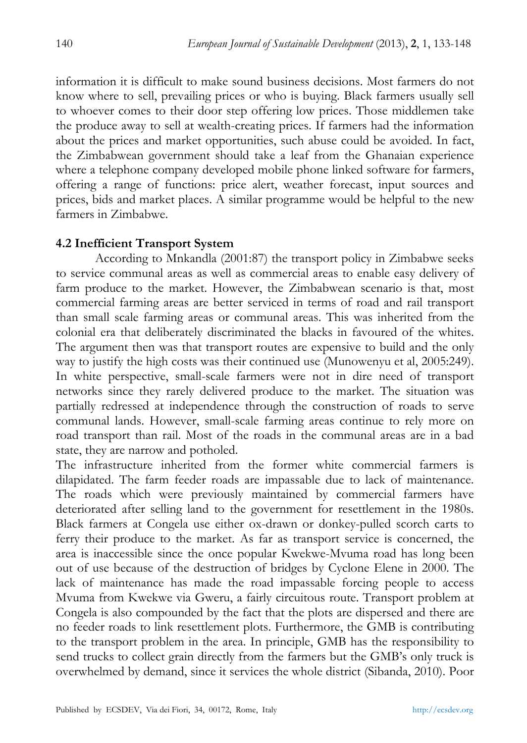information it is difficult to make sound business decisions. Most farmers do not know where to sell, prevailing prices or who is buying. Black farmers usually sell to whoever comes to their door step offering low prices. Those middlemen take the produce away to sell at wealth-creating prices. If farmers had the information about the prices and market opportunities, such abuse could be avoided. In fact, the Zimbabwean government should take a leaf from the Ghanaian experience where a telephone company developed mobile phone linked software for farmers, offering a range of functions: price alert, weather forecast, input sources and prices, bids and market places. A similar programme would be helpful to the new farmers in Zimbabwe.

### 4.2 Inefficient Transport System

According to Mnkandla (2001:87) the transport policy in Zimbabwe seeks to service communal areas as well as commercial areas to enable easy delivery of farm produce to the market. However, the Zimbabwean scenario is that, most commercial farming areas are better serviced in terms of road and rail transport than small scale farming areas or communal areas. This was inherited from the colonial era that deliberately discriminated the blacks in favoured of the whites. The argument then was that transport routes are expensive to build and the only way to justify the high costs was their continued use (Munowenyu et al, 2005:249). In white perspective, small-scale farmers were not in dire need of transport networks since they rarely delivered produce to the market. The situation was partially redressed at independence through the construction of roads to serve communal lands. However, small-scale farming areas continue to rely more on road transport than rail. Most of the roads in the communal areas are in a bad state, they are narrow and potholed.

The infrastructure inherited from the former white commercial farmers is dilapidated. The farm feeder roads are impassable due to lack of maintenance. The roads which were previously maintained by commercial farmers have deteriorated after selling land to the government for resettlement in the 1980s. Black farmers at Congela use either ox-drawn or donkey-pulled scorch carts to ferry their produce to the market. As far as transport service is concerned, the area is inaccessible since the once popular Kwekwe-Mvuma road has long been out of use because of the destruction of bridges by Cyclone Elene in 2000. The lack of maintenance has made the road impassable forcing people to access Mvuma from Kwekwe via Gweru, a fairly circuitous route. Transport problem at Congela is also compounded by the fact that the plots are dispersed and there are no feeder roads to link resettlement plots. Furthermore, the GMB is contributing to the transport problem in the area. In principle, GMB has the responsibility to send trucks to collect grain directly from the farmers but the GMB's only truck is overwhelmed by demand, since it services the whole district (Sibanda, 2010). Poor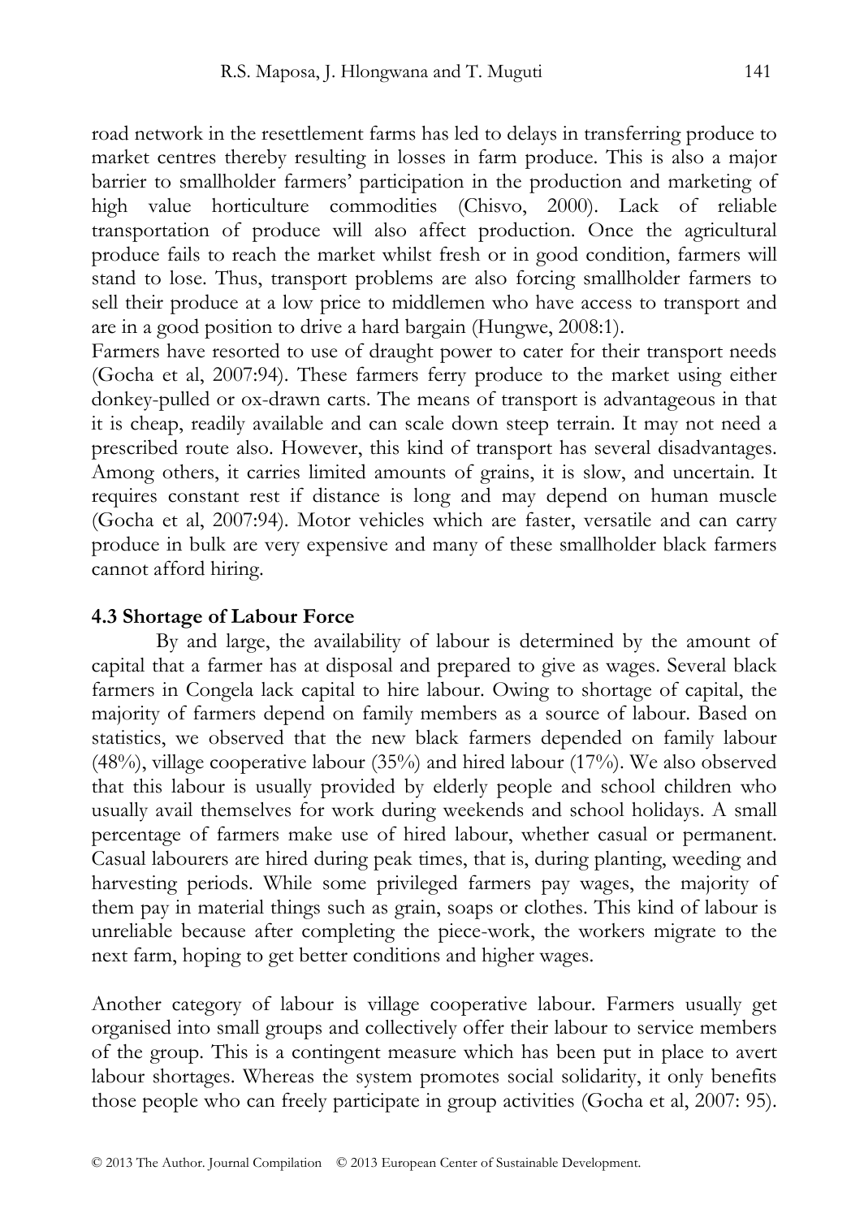road network in the resettlement farms has led to delays in transferring produce to market centres thereby resulting in losses in farm produce. This is also a major barrier to smallholder farmers' participation in the production and marketing of high value horticulture commodities (Chisvo, 2000). Lack of reliable transportation of produce will also affect production. Once the agricultural produce fails to reach the market whilst fresh or in good condition, farmers will stand to lose. Thus, transport problems are also forcing smallholder farmers to sell their produce at a low price to middlemen who have access to transport and are in a good position to drive a hard bargain (Hungwe, 2008:1).

Farmers have resorted to use of draught power to cater for their transport needs (Gocha et al, 2007:94). These farmers ferry produce to the market using either donkey-pulled or ox-drawn carts. The means of transport is advantageous in that it is cheap, readily available and can scale down steep terrain. It may not need a prescribed route also. However, this kind of transport has several disadvantages. Among others, it carries limited amounts of grains, it is slow, and uncertain. It requires constant rest if distance is long and may depend on human muscle (Gocha et al, 2007:94). Motor vehicles which are faster, versatile and can carry produce in bulk are very expensive and many of these smallholder black farmers cannot afford hiring.

### 4.3 Shortage of Labour Force

By and large, the availability of labour is determined by the amount of capital that a farmer has at disposal and prepared to give as wages. Several black farmers in Congela lack capital to hire labour. Owing to shortage of capital, the majority of farmers depend on family members as a source of labour. Based on statistics, we observed that the new black farmers depended on family labour (48%), village cooperative labour (35%) and hired labour (17%). We also observed that this labour is usually provided by elderly people and school children who usually avail themselves for work during weekends and school holidays. A small percentage of farmers make use of hired labour, whether casual or permanent. Casual labourers are hired during peak times, that is, during planting, weeding and harvesting periods. While some privileged farmers pay wages, the majority of them pay in material things such as grain, soaps or clothes. This kind of labour is unreliable because after completing the piece-work, the workers migrate to the next farm, hoping to get better conditions and higher wages.

Another category of labour is village cooperative labour. Farmers usually get organised into small groups and collectively offer their labour to service members of the group. This is a contingent measure which has been put in place to avert labour shortages. Whereas the system promotes social solidarity, it only benefits those people who can freely participate in group activities (Gocha et al, 2007: 95).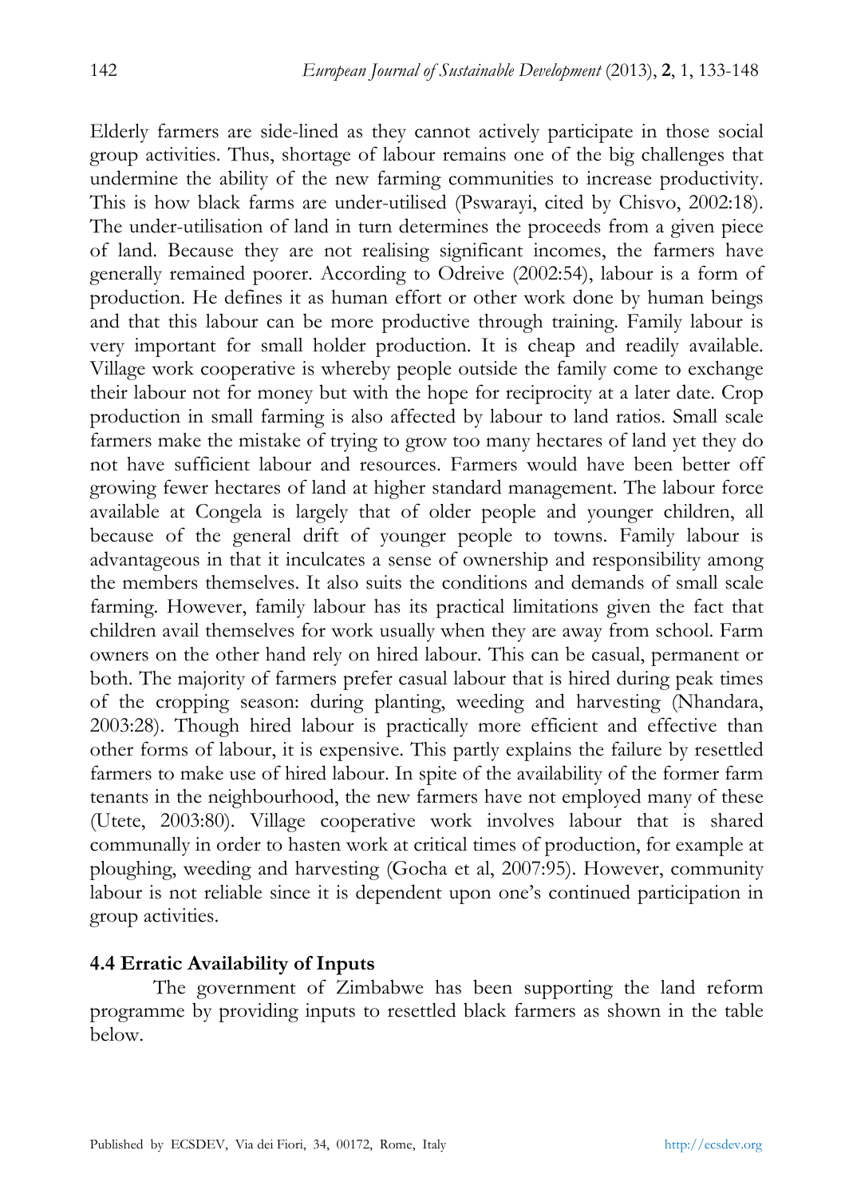Elderly farmers are side-lined as they cannot actively participate in those social group activities. Thus, shortage of labour remains one of the big challenges that undermine the ability of the new farming communities to increase productivity. This is how black farms are under-utilised (Pswarayi, cited by Chisvo, 2002:18). The under-utilisation of land in turn determines the proceeds from a given piece of land. Because they are not realising significant incomes, the farmers have generally remained poorer. According to Odreive (2002:54), labour is a form of production. He defines it as human effort or other work done by human beings and that this labour can be more productive through training. Family labour is very important for small holder production. It is cheap and readily available. Village work cooperative is whereby people outside the family come to exchange their labour not for money but with the hope for reciprocity at a later date. Crop production in small farming is also affected by labour to land ratios. Small scale farmers make the mistake of trying to grow too many hectares of land yet they do not have sufficient labour and resources. Farmers would have been better off growing fewer hectares of land at higher standard management. The labour force available at Congela is largely that of older people and younger children, all because of the general drift of younger people to towns. Family labour is advantageous in that it inculcates a sense of ownership and responsibility among the members themselves. It also suits the conditions and demands of small scale farming. However, family labour has its practical limitations given the fact that children avail themselves for work usually when they are away from school. Farm owners on the other hand rely on hired labour. This can be casual, permanent or both. The majority of farmers prefer casual labour that is hired during peak times of the cropping season: during planting, weeding and harvesting (Nhandara, 2003:28). Though hired labour is practically more efficient and effective than other forms of labour, it is expensive. This partly explains the failure by resettled farmers to make use of hired labour. In spite of the availability of the former farm tenants in the neighbourhood, the new farmers have not employed many of these (Utete, 2003:80). Village cooperative work involves labour that is shared communally in order to hasten work at critical times of production, for example at ploughing, weeding and harvesting (Gocha et al, 2007:95). However, community labour is not reliable since it is dependent upon one's continued participation in group activities.

### 4.4 Erratic Availability of Inputs

The government of Zimbabwe has been supporting the land reform programme by providing inputs to resettled black farmers as shown in the table below.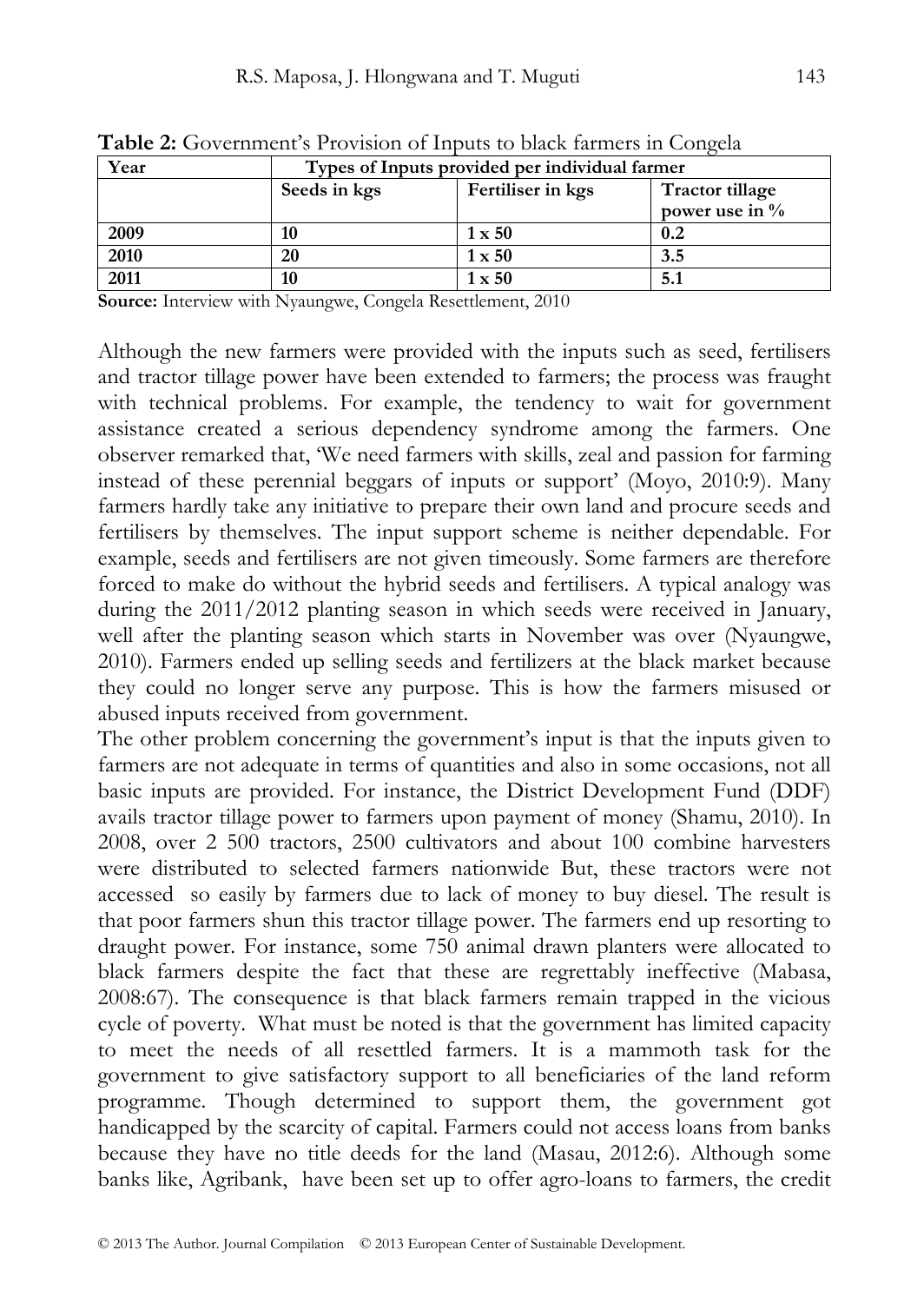**Table 2:** Government's Provision of Inputs to black farmers in Congela

| Year | Types of Inputs provided per individual farmer | | |
|---|---|---|---|
| | Seeds in kgs | Fertiliser in kgs | Tractor tillage power use in % |
| **2009** | **10** | **1 x 50** | **0.2** |
| **2010** | **20** | **1 x 50** | **3.5** |
| **2011** | **10** | **1 x 50** | **5.1** |

**Source:** Interview with Nyaungwe, Congela Resettlement, 2010

Although the new farmers were provided with the inputs such as seed, fertilisers and tractor tillage power have been extended to farmers; the process was fraught with technical problems. For example, the tendency to wait for government assistance created a serious dependency syndrome among the farmers. One observer remarked that, 'We need farmers with skills, zeal and passion for farming instead of these perennial beggars of inputs or support' (Moyo, 2010:9). Many farmers hardly take any initiative to prepare their own land and procure seeds and fertilisers by themselves. The input support scheme is neither dependable. For example, seeds and fertilisers are not given timeously. Some farmers are therefore forced to make do without the hybrid seeds and fertilisers. A typical analogy was during the 2011/2012 planting season in which seeds were received in January, well after the planting season which starts in November was over (Nyaungwe, 2010). Farmers ended up selling seeds and fertilizers at the black market because they could no longer serve any purpose. This is how the farmers misused or abused inputs received from government.

The other problem concerning the government's input is that the inputs given to farmers are not adequate in terms of quantities and also in some occasions, not all basic inputs are provided. For instance, the District Development Fund (DDF) avails tractor tillage power to farmers upon payment of money (Shamu, 2010). In 2008, over 2 500 tractors, 2500 cultivators and about 100 combine harvesters were distributed to selected farmers nationwide But, these tractors were not accessed so easily by farmers due to lack of money to buy diesel. The result is that poor farmers shun this tractor tillage power. The farmers end up resorting to draught power. For instance, some 750 animal drawn planters were allocated to black farmers despite the fact that these are regrettably ineffective (Mabasa, 2008:67). The consequence is that black farmers remain trapped in the vicious cycle of poverty. What must be noted is that the government has limited capacity to meet the needs of all resettled farmers. It is a mammoth task for the government to give satisfactory support to all beneficiaries of the land reform programme. Though determined to support them, the government got handicapped by the scarcity of capital. Farmers could not access loans from banks because they have no title deeds for the land (Masau, 2012:6). Although some banks like, Agribank, have been set up to offer agro-loans to farmers, the credit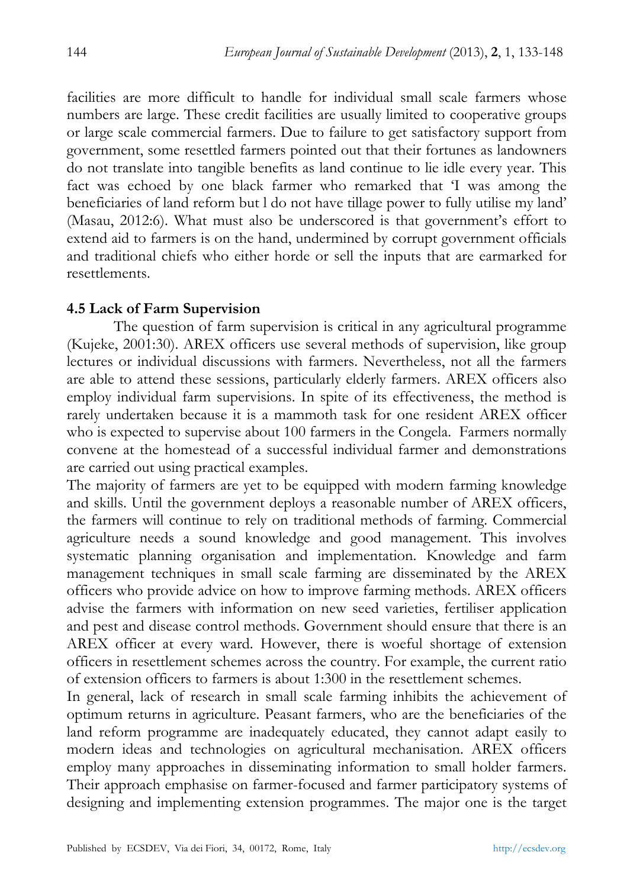facilities are more difficult to handle for individual small scale farmers whose numbers are large. These credit facilities are usually limited to cooperative groups or large scale commercial farmers. Due to failure to get satisfactory support from government, some resettled farmers pointed out that their fortunes as landowners do not translate into tangible benefits as land continue to lie idle every year. This fact was echoed by one black farmer who remarked that 'I was among the beneficiaries of land reform but l do not have tillage power to fully utilise my land' (Masau, 2012:6). What must also be underscored is that government's effort to extend aid to farmers is on the hand, undermined by corrupt government officials and traditional chiefs who either horde or sell the inputs that are earmarked for resettlements.

### 4.5 Lack of Farm Supervision

The question of farm supervision is critical in any agricultural programme (Kujeke, 2001:30). AREX officers use several methods of supervision, like group lectures or individual discussions with farmers. Nevertheless, not all the farmers are able to attend these sessions, particularly elderly farmers. AREX officers also employ individual farm supervisions. In spite of its effectiveness, the method is rarely undertaken because it is a mammoth task for one resident AREX officer who is expected to supervise about 100 farmers in the Congela. Farmers normally convene at the homestead of a successful individual farmer and demonstrations are carried out using practical examples.

The majority of farmers are yet to be equipped with modern farming knowledge and skills. Until the government deploys a reasonable number of AREX officers, the farmers will continue to rely on traditional methods of farming. Commercial agriculture needs a sound knowledge and good management. This involves systematic planning organisation and implementation. Knowledge and farm management techniques in small scale farming are disseminated by the AREX officers who provide advice on how to improve farming methods. AREX officers advise the farmers with information on new seed varieties, fertiliser application and pest and disease control methods. Government should ensure that there is an AREX officer at every ward. However, there is woeful shortage of extension officers in resettlement schemes across the country. For example, the current ratio of extension officers to farmers is about 1:300 in the resettlement schemes.

In general, lack of research in small scale farming inhibits the achievement of optimum returns in agriculture. Peasant farmers, who are the beneficiaries of the land reform programme are inadequately educated, they cannot adapt easily to modern ideas and technologies on agricultural mechanisation. AREX officers employ many approaches in disseminating information to small holder farmers. Their approach emphasise on farmer-focused and farmer participatory systems of designing and implementing extension programmes. The major one is the target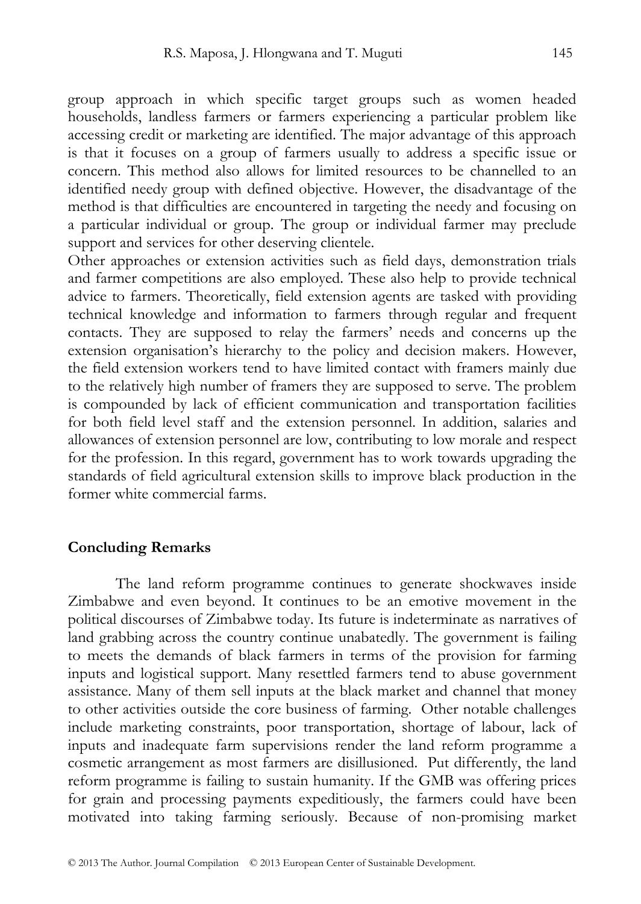group approach in which specific target groups such as women headed households, landless farmers or farmers experiencing a particular problem like accessing credit or marketing are identified. The major advantage of this approach is that it focuses on a group of farmers usually to address a specific issue or concern. This method also allows for limited resources to be channelled to an identified needy group with defined objective. However, the disadvantage of the method is that difficulties are encountered in targeting the needy and focusing on a particular individual or group. The group or individual farmer may preclude support and services for other deserving clientele.

Other approaches or extension activities such as field days, demonstration trials and farmer competitions are also employed. These also help to provide technical advice to farmers. Theoretically, field extension agents are tasked with providing technical knowledge and information to farmers through regular and frequent contacts. They are supposed to relay the farmers' needs and concerns up the extension organisation's hierarchy to the policy and decision makers. However, the field extension workers tend to have limited contact with framers mainly due to the relatively high number of framers they are supposed to serve. The problem is compounded by lack of efficient communication and transportation facilities for both field level staff and the extension personnel. In addition, salaries and allowances of extension personnel are low, contributing to low morale and respect for the profession. In this regard, government has to work towards upgrading the standards of field agricultural extension skills to improve black production in the former white commercial farms.

## Concluding Remarks

The land reform programme continues to generate shockwaves inside Zimbabwe and even beyond. It continues to be an emotive movement in the political discourses of Zimbabwe today. Its future is indeterminate as narratives of land grabbing across the country continue unabatedly. The government is failing to meets the demands of black farmers in terms of the provision for farming inputs and logistical support. Many resettled farmers tend to abuse government assistance. Many of them sell inputs at the black market and channel that money to other activities outside the core business of farming. Other notable challenges include marketing constraints, poor transportation, shortage of labour, lack of inputs and inadequate farm supervisions render the land reform programme a cosmetic arrangement as most farmers are disillusioned. Put differently, the land reform programme is failing to sustain humanity. If the GMB was offering prices for grain and processing payments expeditiously, the farmers could have been motivated into taking farming seriously. Because of non-promising market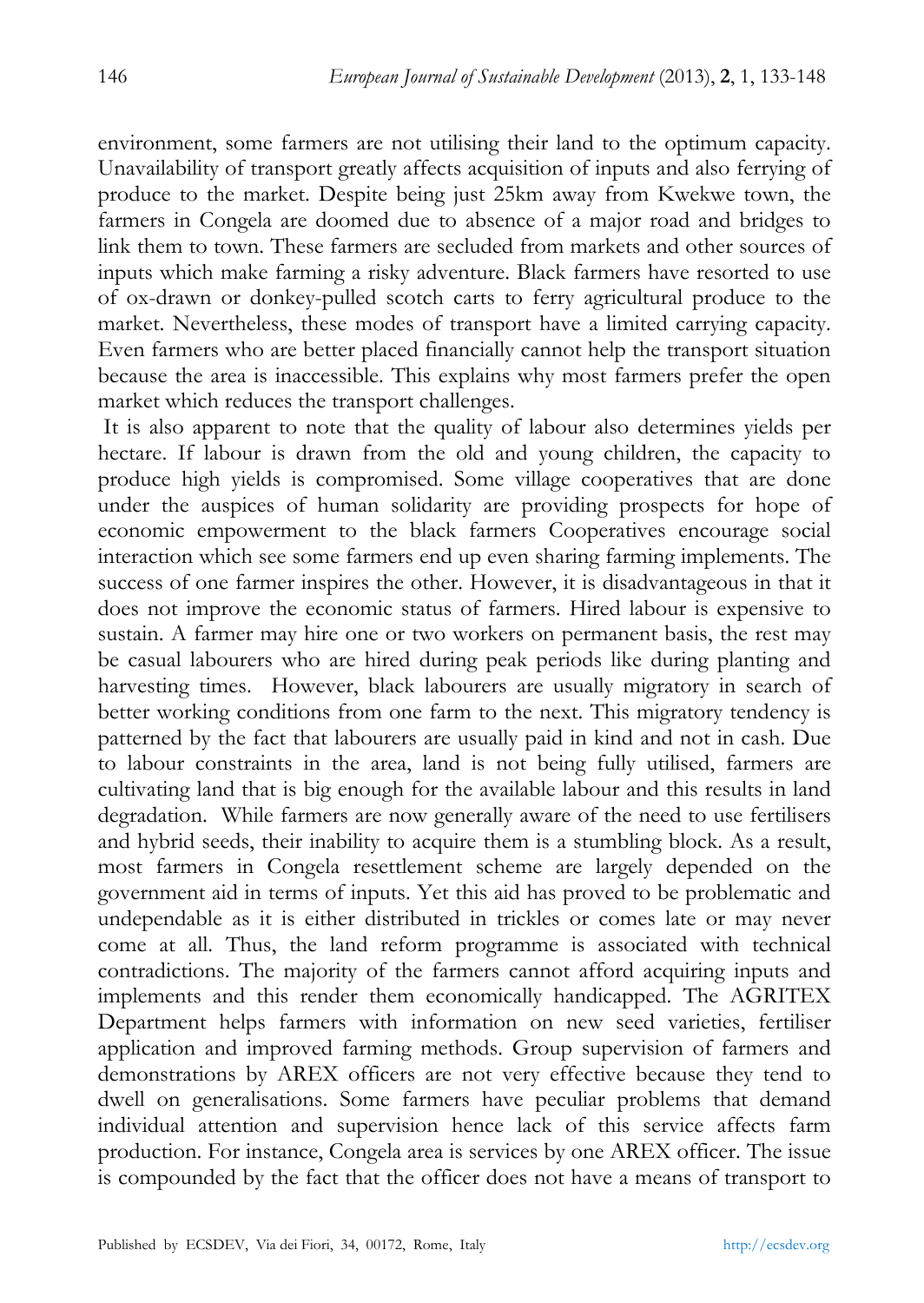environment, some farmers are not utilising their land to the optimum capacity. Unavailability of transport greatly affects acquisition of inputs and also ferrying of produce to the market. Despite being just 25km away from Kwekwe town, the farmers in Congela are doomed due to absence of a major road and bridges to link them to town. These farmers are secluded from markets and other sources of inputs which make farming a risky adventure. Black farmers have resorted to use of ox-drawn or donkey-pulled scotch carts to ferry agricultural produce to the market. Nevertheless, these modes of transport have a limited carrying capacity. Even farmers who are better placed financially cannot help the transport situation because the area is inaccessible. This explains why most farmers prefer the open market which reduces the transport challenges.

It is also apparent to note that the quality of labour also determines yields per hectare. If labour is drawn from the old and young children, the capacity to produce high yields is compromised. Some village cooperatives that are done under the auspices of human solidarity are providing prospects for hope of economic empowerment to the black farmers Cooperatives encourage social interaction which see some farmers end up even sharing farming implements. The success of one farmer inspires the other. However, it is disadvantageous in that it does not improve the economic status of farmers. Hired labour is expensive to sustain. A farmer may hire one or two workers on permanent basis, the rest may be casual labourers who are hired during peak periods like during planting and harvesting times. However, black labourers are usually migratory in search of better working conditions from one farm to the next. This migratory tendency is patterned by the fact that labourers are usually paid in kind and not in cash. Due to labour constraints in the area, land is not being fully utilised, farmers are cultivating land that is big enough for the available labour and this results in land degradation. While farmers are now generally aware of the need to use fertilisers and hybrid seeds, their inability to acquire them is a stumbling block. As a result, most farmers in Congela resettlement scheme are largely depended on the government aid in terms of inputs. Yet this aid has proved to be problematic and undependable as it is either distributed in trickles or comes late or may never come at all. Thus, the land reform programme is associated with technical contradictions. The majority of the farmers cannot afford acquiring inputs and implements and this render them economically handicapped. The AGRITEX Department helps farmers with information on new seed varieties, fertiliser application and improved farming methods. Group supervision of farmers and demonstrations by AREX officers are not very effective because they tend to dwell on generalisations. Some farmers have peculiar problems that demand individual attention and supervision hence lack of this service affects farm production. For instance, Congela area is services by one AREX officer. The issue is compounded by the fact that the officer does not have a means of transport to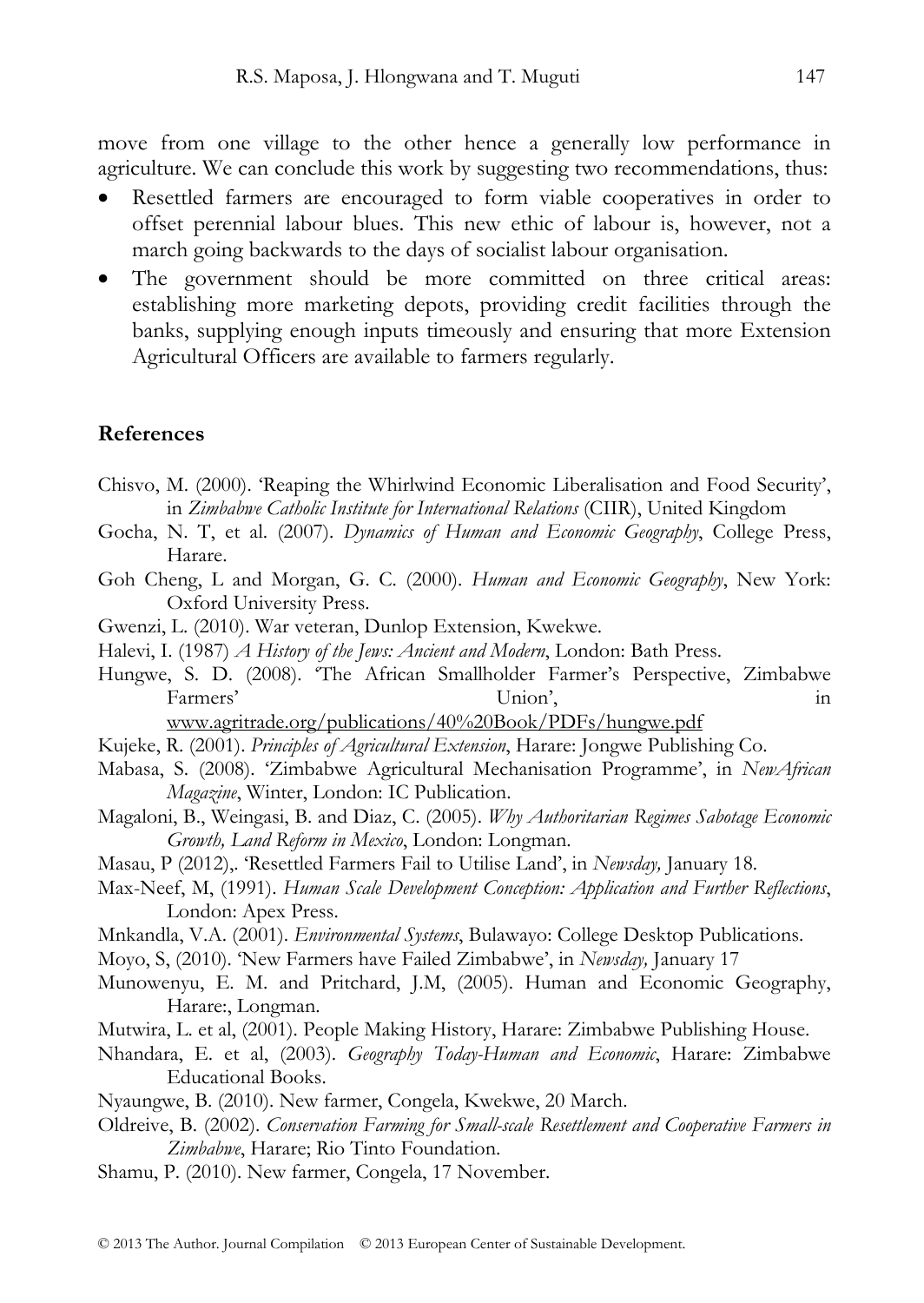move from one village to the other hence a generally low performance in agriculture. We can conclude this work by suggesting two recommendations, thus:

- Resettled farmers are encouraged to form viable cooperatives in order to offset perennial labour blues. This new ethic of labour is, however, not a march going backwards to the days of socialist labour organisation.
- The government should be more committed on three critical areas: establishing more marketing depots, providing credit facilities through the banks, supplying enough inputs timeously and ensuring that more Extension Agricultural Officers are available to farmers regularly.

## References

Chisvo, M. (2000). 'Reaping the Whirlwind Economic Liberalisation and Food Security', in *Zimbabwe Catholic Institute for International Relations* (CIIR), United Kingdom

Gocha, N. T, et al. (2007). *Dynamics of Human and Economic Geography*, College Press, Harare.

Goh Cheng, L and Morgan, G. C. (2000). *Human and Economic Geography*, New York: Oxford University Press.

Gwenzi, L. (2010). War veteran, Dunlop Extension, Kwekwe.

Halevi, I. (1987) *A History of the Jews: Ancient and Modern*, London: Bath Press.

Hungwe, S. D. (2008). 'The African Smallholder Farmer's Perspective, Zimbabwe Farmers' Union', in www.agritrade.org/publications/40%20Book/PDFs/hungwe.pdf

Kujeke, R. (2001). *Principles of Agricultural Extension*, Harare: Jongwe Publishing Co.

Mabasa, S. (2008). 'Zimbabwe Agricultural Mechanisation Programme', in *NewAfrican Magazine*, Winter, London: IC Publication.

Magaloni, B., Weingasi, B. and Diaz, C. (2005). *Why Authoritarian Regimes Sabotage Economic Growth, Land Reform in Mexico*, London: Longman.

Masau, P (2012),. 'Resettled Farmers Fail to Utilise Land', in *Newsday,* January 18.

Max-Neef, M, (1991). *Human Scale Development Conception: Application and Further Reflections*, London: Apex Press.

Mnkandla, V.A. (2001). *Environmental Systems*, Bulawayo: College Desktop Publications.

Moyo, S, (2010). 'New Farmers have Failed Zimbabwe', in *Newsday,* January 17

Munowenyu, E. M. and Pritchard, J.M, (2005). Human and Economic Geography, Harare:, Longman.

Mutwira, L. et al, (2001). People Making History, Harare: Zimbabwe Publishing House.

Nhandara, E. et al, (2003). *Geography Today-Human and Economic*, Harare: Zimbabwe Educational Books.

Nyaungwe, B. (2010). New farmer, Congela, Kwekwe, 20 March.

Oldreive, B. (2002). *Conservation Farming for Small-scale Resettlement and Cooperative Farmers in Zimbabwe*, Harare; Rio Tinto Foundation.

Shamu, P. (2010). New farmer, Congela, 17 November.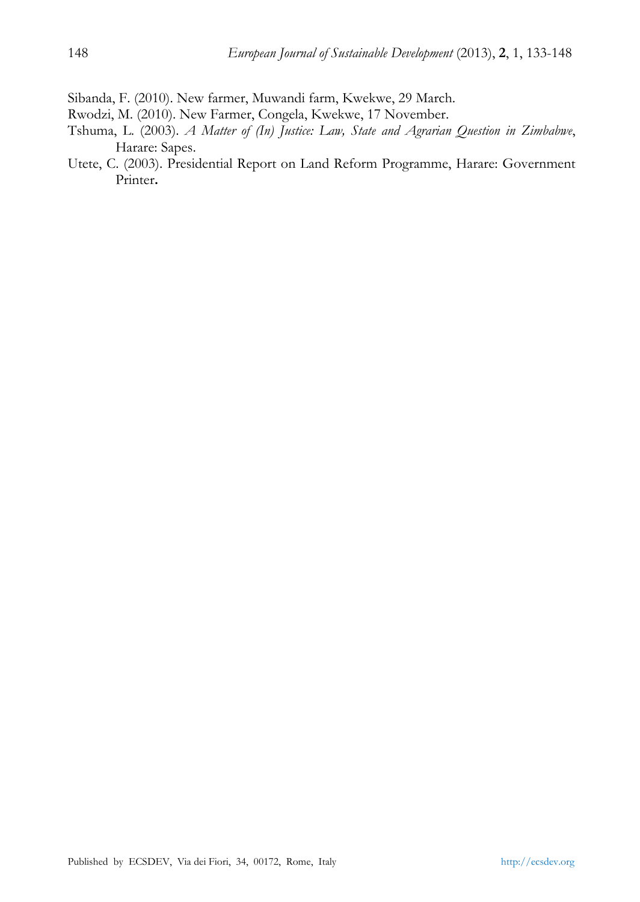Sibanda, F. (2010). New farmer, Muwandi farm, Kwekwe, 29 March.

Rwodzi, M. (2010). New Farmer, Congela, Kwekwe, 17 November.

Tshuma, L. (2003). *A Matter of (In) Justice: Law, State and Agrarian Question in Zimbabwe*, Harare: Sapes.

Utete, C. (2003). Presidential Report on Land Reform Programme, Harare: Government Printer**.**